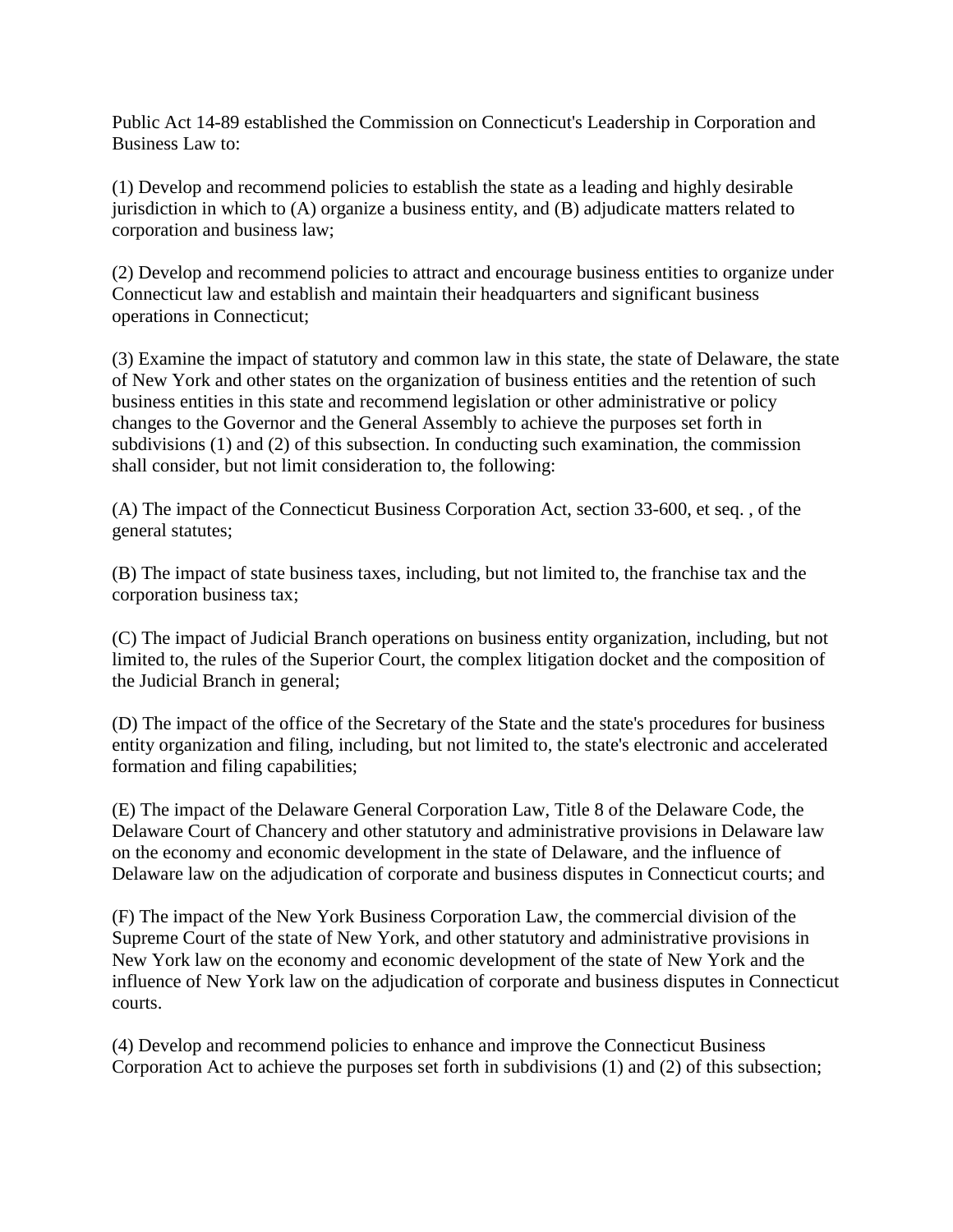Public Act 14-89 established the Commission on Connecticut's Leadership in Corporation and Business Law to:

(1) Develop and recommend policies to establish the state as a leading and highly desirable jurisdiction in which to (A) organize a business entity, and (B) adjudicate matters related to corporation and business law;

(2) Develop and recommend policies to attract and encourage business entities to organize under Connecticut law and establish and maintain their headquarters and significant business operations in Connecticut;

(3) Examine the impact of statutory and common law in this state, the state of Delaware, the state of New York and other states on the organization of business entities and the retention of such business entities in this state and recommend legislation or other administrative or policy changes to the Governor and the General Assembly to achieve the purposes set forth in subdivisions (1) and (2) of this subsection. In conducting such examination, the commission shall consider, but not limit consideration to, the following:

(A) The impact of the Connecticut Business Corporation Act, section 33-600, et seq. , of the general statutes;

(B) The impact of state business taxes, including, but not limited to, the franchise tax and the corporation business tax;

(C) The impact of Judicial Branch operations on business entity organization, including, but not limited to, the rules of the Superior Court, the complex litigation docket and the composition of the Judicial Branch in general;

(D) The impact of the office of the Secretary of the State and the state's procedures for business entity organization and filing, including, but not limited to, the state's electronic and accelerated formation and filing capabilities;

(E) The impact of the Delaware General Corporation Law, Title 8 of the Delaware Code, the Delaware Court of Chancery and other statutory and administrative provisions in Delaware law on the economy and economic development in the state of Delaware, and the influence of Delaware law on the adjudication of corporate and business disputes in Connecticut courts; and

(F) The impact of the New York Business Corporation Law, the commercial division of the Supreme Court of the state of New York, and other statutory and administrative provisions in New York law on the economy and economic development of the state of New York and the influence of New York law on the adjudication of corporate and business disputes in Connecticut courts.

(4) Develop and recommend policies to enhance and improve the Connecticut Business Corporation Act to achieve the purposes set forth in subdivisions (1) and (2) of this subsection;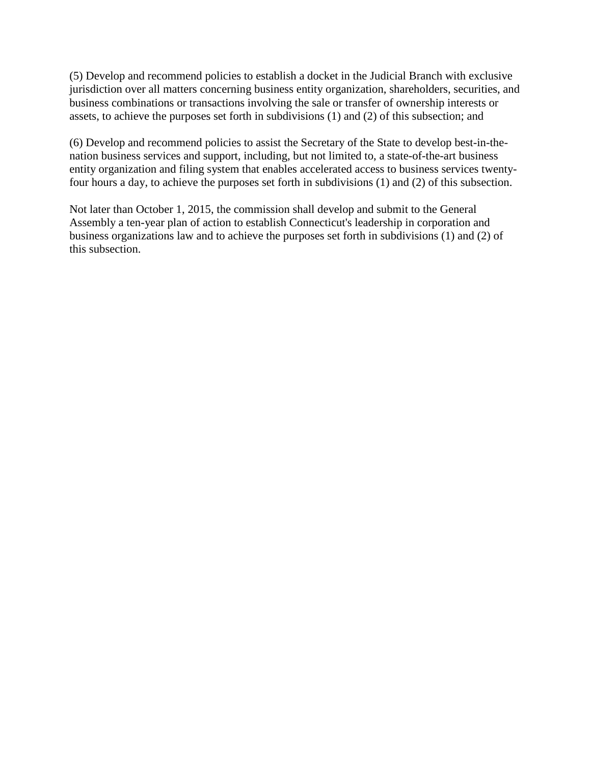(5) Develop and recommend policies to establish a docket in the Judicial Branch with exclusive jurisdiction over all matters concerning business entity organization, shareholders, securities, and business combinations or transactions involving the sale or transfer of ownership interests or assets, to achieve the purposes set forth in subdivisions (1) and (2) of this subsection; and

(6) Develop and recommend policies to assist the Secretary of the State to develop best-in-the-nation business services and support, including, but not limited to, a state-of-the-art business entity organization and filing system that enables accelerated access to business services twenty-four hours a day, to achieve the purposes set forth in subdivisions (1) and (2) of this subsection.

Not later than October 1, 2015, the commission shall develop and submit to the General Assembly a ten-year plan of action to establish Connecticut's leadership in corporation and business organizations law and to achieve the purposes set forth in subdivisions (1) and (2) of this subsection.